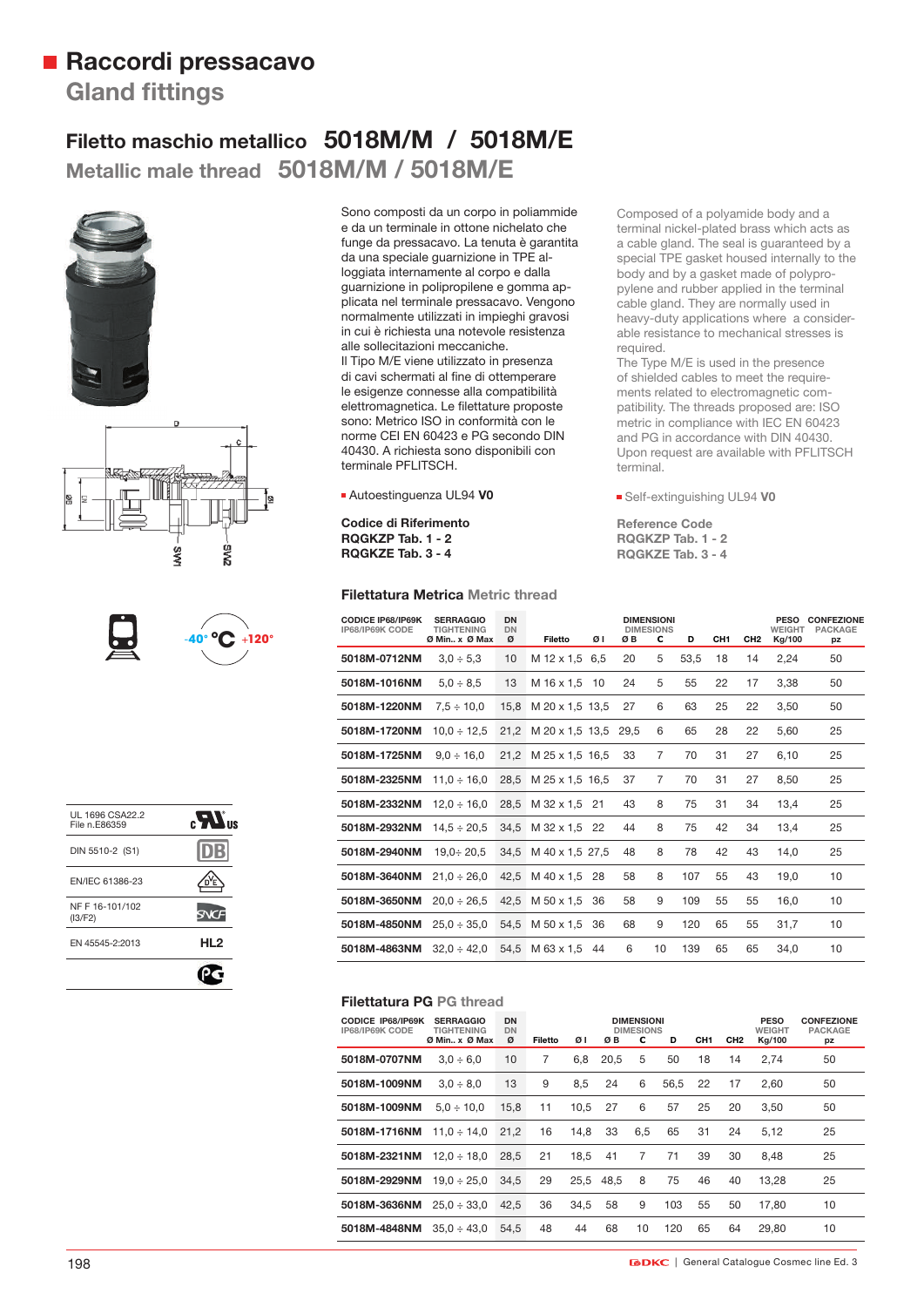# Raccordi pressacavo
## Gland fittings

### Filetto maschio metallico 5018M/M / 5018M/E
### Metallic male thread 5018M/M / 5018M/E

Sono composti da un corpo in poliammide e da un terminale in ottone nichelato che funge da pressacavo. La tenuta è garantita da una speciale guarnizione in TPE alloggiata internamente al corpo e dalla guarnizione in polipropilene e gomma applicata nel terminale pressacavo. Vengono normalmente utilizzati in impieghi gravosi in cui è richiesta una notevole resistenza alle sollecitazioni meccaniche.
Il Tipo M/E viene utilizzato in presenza di cavi schermati al fine di ottemperare le esigenze connesse alla compatibilità elettromagnetica. Le filettature proposte sono: Metrico ISO in conformità con le norme CEI EN 60423 e PG secondo DIN 40430. A richiesta sono disponibili con terminale PFLITSCH.

- Autoestinguenza UL94 **V0**

**Codice di Riferimento**
**RQGKZP Tab. 1 - 2**
**RQGKZE Tab. 3 - 4**

Composed of a polyamide body and a terminal nickel-plated brass which acts as a cable gland. The seal is guaranteed by a special TPE gasket housed internally to the body and by a gasket made of polypropylene and rubber applied in the terminal cable gland. They are normally used in heavy-duty applications where a considerable resistance to mechanical stresses is required.
The Type M/E is used in the presence of shielded cables to meet the requirements related to electromagnetic compatibility. The threads proposed are: ISO metric in compliance with IEC EN 60423 and PG in accordance with DIN 40430. Upon request are available with PFLITSCH terminal.

- Self-extinguishing UL94 **V0**

**Reference Code**
**RQGKZP Tab. 1 - 2**
**RQGKZE Tab. 3 - 4**

-40° °C +120°

| | |
|---|---|
| UL 1696 CSA22.2 File n.E86359 | cULus |
| DIN 5510-2 (S1) | DB |
| EN/IEC 61386-23 | VDE |
| NF F 16-101/102 (I3/F2) | SNCF |
| EN 45545-2:2013 | HL2 |
| | PG |

### Filettatura Metrica Metric thread

| CODICE IP68/IP69K IP68/IP69K CODE | SERRAGGIO TIGHTENING Ø Min.. x Ø Max | DN DN Ø | DIMENSIONI DIMESIONS Filetto | Ø I | Ø B | C | D | CH1 | CH2 | PESO WEIGHT Kg/100 | CONFEZIONE PACKAGE pz |
|---|---|---|---|---|---|---|---|---|---|---|---|
| **5018M-0712NM** | 3,0 ÷ 5,3 | 10 | M 12 x 1,5 | 6,5 | 20 | 5 | 53,5 | 18 | 14 | 2,24 | 50 |
| **5018M-1016NM** | 5,0 ÷ 8,5 | 13 | M 16 x 1,5 | 10 | 24 | 5 | 55 | 22 | 17 | 3,38 | 50 |
| **5018M-1220NM** | 7,5 ÷ 10,0 | 15,8 | M 20 x 1,5 | 13,5 | 27 | 6 | 63 | 25 | 22 | 3,50 | 50 |
| **5018M-1720NM** | 10,0 ÷ 12,5 | 21,2 | M 20 x 1,5 | 13,5 | 29,5 | 6 | 65 | 28 | 22 | 5,60 | 25 |
| **5018M-1725NM** | 9,0 ÷ 16,0 | 21,2 | M 25 x 1,5 | 16,5 | 33 | 7 | 70 | 31 | 27 | 6,10 | 25 |
| **5018M-2325NM** | 11,0 ÷ 16,0 | 28,5 | M 25 x 1,5 | 16,5 | 37 | 7 | 70 | 31 | 27 | 8,50 | 25 |
| **5018M-2332NM** | 12,0 ÷ 16,0 | 28,5 | M 32 x 1,5 | 21 | 43 | 8 | 75 | 31 | 34 | 13,4 | 25 |
| **5018M-2932NM** | 14,5 ÷ 20,5 | 34,5 | M 32 x 1,5 | 22 | 44 | 8 | 75 | 42 | 34 | 13,4 | 25 |
| **5018M-2940NM** | 19,0÷ 20,5 | 34,5 | M 40 x 1,5 | 27,5 | 48 | 8 | 78 | 42 | 43 | 14,0 | 25 |
| **5018M-3640NM** | 21,0 ÷ 26,0 | 42,5 | M 40 x 1,5 | 28 | 58 | 8 | 107 | 55 | 43 | 19,0 | 10 |
| **5018M-3650NM** | 20,0 ÷ 26,5 | 42,5 | M 50 x 1,5 | 36 | 58 | 9 | 109 | 55 | 55 | 16,0 | 10 |
| **5018M-4850NM** | 25,0 ÷ 35,0 | 54,5 | M 50 x 1,5 | 36 | 68 | 9 | 120 | 65 | 55 | 31,7 | 10 |
| **5018M-4863NM** | 32,0 ÷ 42,0 | 54,5 | M 63 x 1,5 | 44 | 6 | 10 | 139 | 65 | 65 | 34,0 | 10 |

### Filettatura PG PG thread

| CODICE IP68/IP69K IP68/IP69K CODE | SERRAGGIO TIGHTENING Ø Min.. x Ø Max | DN DN Ø | DIMENSIONI DIMESIONS Filetto | Ø I | Ø B | C | D | CH1 | CH2 | PESO WEIGHT Kg/100 | CONFEZIONE PACKAGE pz |
|---|---|---|---|---|---|---|---|---|---|---|---|
| **5018M-0707NM** | 3,0 ÷ 6,0 | 10 | 7 | 6,8 | 20,5 | 5 | 50 | 18 | 14 | 2,74 | 50 |
| **5018M-1009NM** | 3,0 ÷ 8,0 | 13 | 9 | 8,5 | 24 | 6 | 56,5 | 22 | 17 | 2,60 | 50 |
| **5018M-1009NM** | 5,0 ÷ 10,0 | 15,8 | 11 | 10,5 | 27 | 6 | 57 | 25 | 20 | 3,50 | 50 |
| **5018M-1716NM** | 11,0 ÷ 14,0 | 21,2 | 16 | 14,8 | 33 | 6,5 | 65 | 31 | 24 | 5,12 | 25 |
| **5018M-2321NM** | 12,0 ÷ 18,0 | 28,5 | 21 | 18,5 | 41 | 7 | 71 | 39 | 30 | 8,48 | 25 |
| **5018M-2929NM** | 19,0 ÷ 25,0 | 34,5 | 29 | 25,5 | 48,5 | 8 | 75 | 46 | 40 | 13,28 | 25 |
| **5018M-3636NM** | 25,0 ÷ 33,0 | 42,5 | 36 | 34,5 | 58 | 9 | 103 | 55 | 50 | 17,80 | 10 |
| **5018M-4848NM** | 35,0 ÷ 43,0 | 54,5 | 48 | 44 | 68 | 10 | 120 | 65 | 64 | 29,80 | 10 |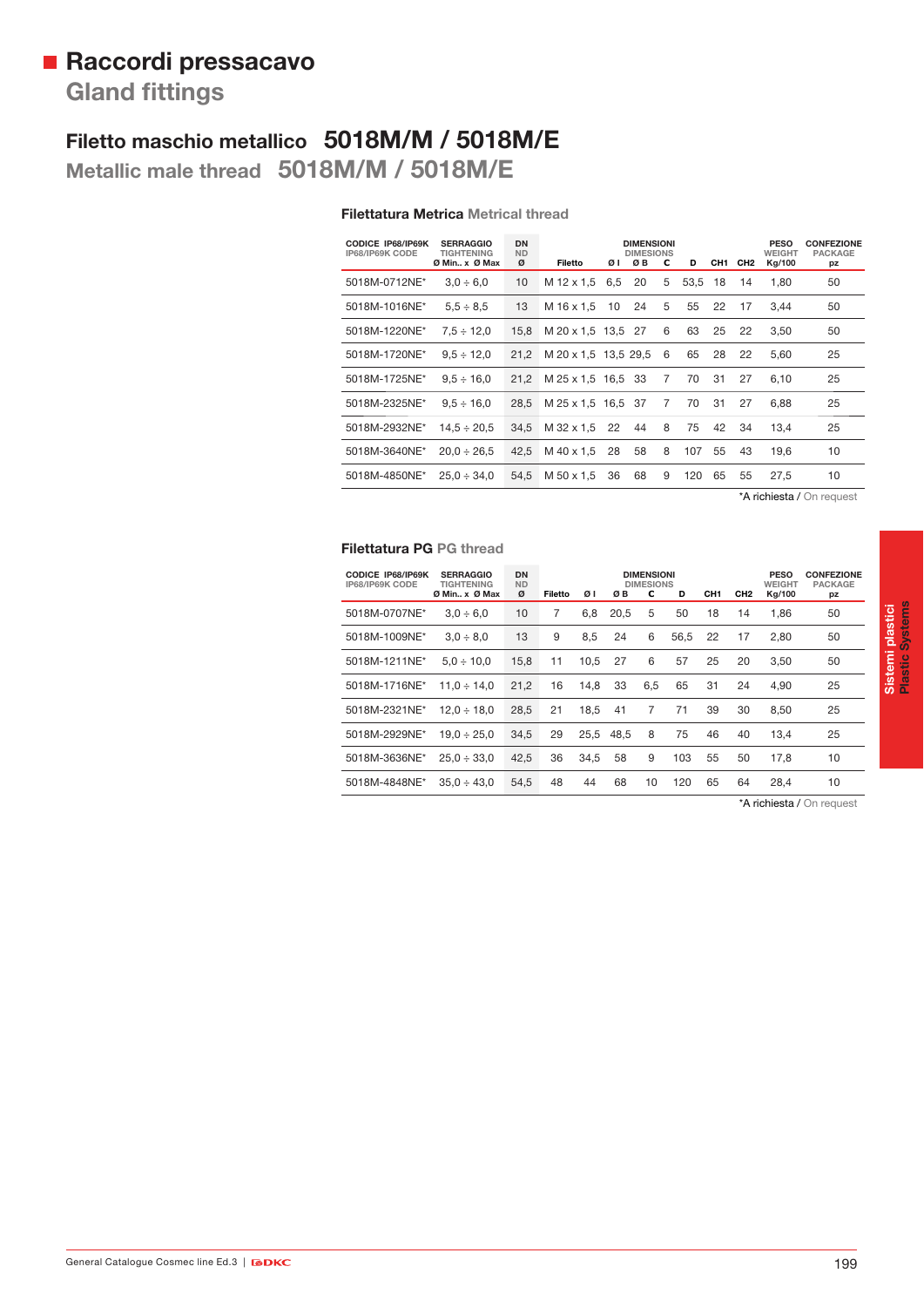# Raccordi pressacavo

## Gland fittings

## Filetto maschio metallico 5018M/M / 5018M/E

## Metallic male thread 5018M/M / 5018M/E

### Filettatura Metrica Metrical thread

| CODICE IP68/IP69K IP68/IP69K CODE | SERRAGGIO TIGHTENING Ø Min.. x Ø Max | DN ND Ø | DIMENSIONI DIMESIONS Filetto | Ø I | Ø B | C | D | CH1 | CH2 | PESO WEIGHT Kg/100 | CONFEZIONE PACKAGE pz |
|---|---|---|---|---|---|---|---|---|---|---|---|
| 5018M-0712NE* | 3,0 ÷ 6,0 | 10 | M 12 x 1,5 | 6,5 | 20 | 5 | 53,5 | 18 | 14 | 1,80 | 50 |
| 5018M-1016NE* | 5,5 ÷ 8,5 | 13 | M 16 x 1,5 | 10 | 24 | 5 | 55 | 22 | 17 | 3,44 | 50 |
| 5018M-1220NE* | 7,5 ÷ 12,0 | 15,8 | M 20 x 1,5 | 13,5 | 27 | 6 | 63 | 25 | 22 | 3,50 | 50 |
| 5018M-1720NE* | 9,5 ÷ 12,0 | 21,2 | M 20 x 1,5 | 13,5 | 29,5 | 6 | 65 | 28 | 22 | 5,60 | 25 |
| 5018M-1725NE* | 9,5 ÷ 16,0 | 21,2 | M 25 x 1,5 | 16,5 | 33 | 7 | 70 | 31 | 27 | 6,10 | 25 |
| 5018M-2325NE* | 9,5 ÷ 16,0 | 28,5 | M 25 x 1,5 | 16,5 | 37 | 7 | 70 | 31 | 27 | 6,88 | 25 |
| 5018M-2932NE* | 14,5 ÷ 20,5 | 34,5 | M 32 x 1,5 | 22 | 44 | 8 | 75 | 42 | 34 | 13,4 | 25 |
| 5018M-3640NE* | 20,0 ÷ 26,5 | 42,5 | M 40 x 1,5 | 28 | 58 | 8 | 107 | 55 | 43 | 19,6 | 10 |
| 5018M-4850NE* | 25,0 ÷ 34,0 | 54,5 | M 50 x 1,5 | 36 | 68 | 9 | 120 | 65 | 55 | 27,5 | 10 |

*A richiesta / On request

### Filettatura PG PG thread

| CODICE IP68/IP69K IP68/IP69K CODE | SERRAGGIO TIGHTENING Ø Min.. x Ø Max | DN ND Ø | DIMENSIONI DIMESIONS Filetto | Ø I | Ø B | C | D | CH1 | CH2 | PESO WEIGHT Kg/100 | CONFEZIONE PACKAGE pz |
|---|---|---|---|---|---|---|---|---|---|---|---|
| 5018M-0707NE* | 3,0 ÷ 6,0 | 10 | 7 | 6,8 | 20,5 | 5 | 50 | 18 | 14 | 1,86 | 50 |
| 5018M-1009NE* | 3,0 ÷ 8,0 | 13 | 9 | 8,5 | 24 | 6 | 56,5 | 22 | 17 | 2,80 | 50 |
| 5018M-1211NE* | 5,0 ÷ 10,0 | 15,8 | 11 | 10,5 | 27 | 6 | 57 | 25 | 20 | 3,50 | 50 |
| 5018M-1716NE* | 11,0 ÷ 14,0 | 21,2 | 16 | 14,8 | 33 | 6,5 | 65 | 31 | 24 | 4,90 | 25 |
| 5018M-2321NE* | 12,0 ÷ 18,0 | 28,5 | 21 | 18,5 | 41 | 7 | 71 | 39 | 30 | 8,50 | 25 |
| 5018M-2929NE* | 19,0 ÷ 25,0 | 34,5 | 29 | 25,5 | 48,5 | 8 | 75 | 46 | 40 | 13,4 | 25 |
| 5018M-3636NE* | 25,0 ÷ 33,0 | 42,5 | 36 | 34,5 | 58 | 9 | 103 | 55 | 50 | 17,8 | 10 |
| 5018M-4848NE* | 35,0 ÷ 43,0 | 54,5 | 48 | 44 | 68 | 10 | 120 | 65 | 64 | 28,4 | 10 |

*A richiesta / On request